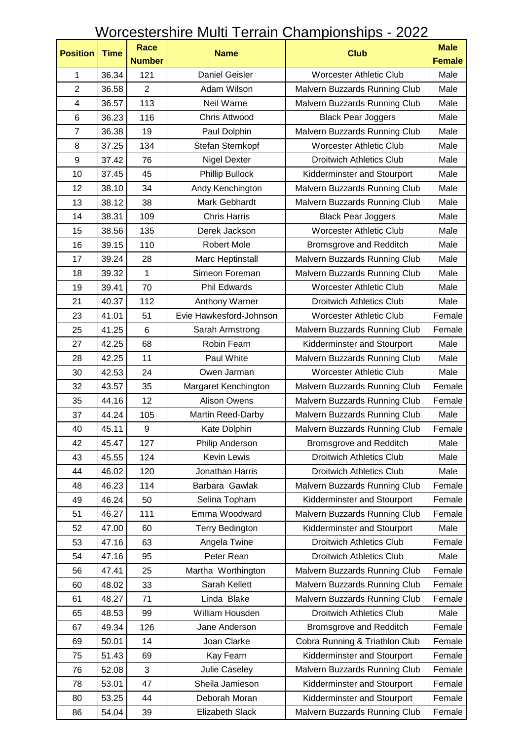# Worcestershire Multi Terrain Championships - 2022

| Position | Time | Race Number | Name | Club | Male Female |
|---|---|---|---|---|---|
| 1 | 36.34 | 121 | Daniel Geisler | Worcester Athletic Club | Male |
| 2 | 36.58 | 2 | Adam Wilson | Malvern Buzzards Running Club | Male |
| 4 | 36.57 | 113 | Neil Warne | Malvern Buzzards Running Club | Male |
| 6 | 36.23 | 116 | Chris Attwood | Black Pear Joggers | Male |
| 7 | 36.38 | 19 | Paul Dolphin | Malvern Buzzards Running Club | Male |
| 8 | 37.25 | 134 | Stefan Sternkopf | Worcester Athletic Club | Male |
| 9 | 37.42 | 76 | Nigel Dexter | Droitwich Athletics Club | Male |
| 10 | 37.45 | 45 | Phillip Bullock | Kidderminster and Stourport | Male |
| 12 | 38.10 | 34 | Andy Kenchington | Malvern Buzzards Running Club | Male |
| 13 | 38.12 | 38 | Mark Gebhardt | Malvern Buzzards Running Club | Male |
| 14 | 38.31 | 109 | Chris Harris | Black Pear Joggers | Male |
| 15 | 38.56 | 135 | Derek Jackson | Worcester Athletic Club | Male |
| 16 | 39.15 | 110 | Robert Mole | Bromsgrove and Redditch | Male |
| 17 | 39.24 | 28 | Marc Heptinstall | Malvern Buzzards Running Club | Male |
| 18 | 39.32 | 1 | Simeon Foreman | Malvern Buzzards Running Club | Male |
| 19 | 39.41 | 70 | Phil Edwards | Worcester Athletic Club | Male |
| 21 | 40.37 | 112 | Anthony Warner | Droitwich Athletics Club | Male |
| 23 | 41.01 | 51 | Evie Hawkesford-Johnson | Worcester Athletic Club | Female |
| 25 | 41.25 | 6 | Sarah Armstrong | Malvern Buzzards Running Club | Female |
| 27 | 42.25 | 68 | Robin Fearn | Kidderminster and Stourport | Male |
| 28 | 42.25 | 11 | Paul White | Malvern Buzzards Running Club | Male |
| 30 | 42.53 | 24 | Owen Jarman | Worcester Athletic Club | Male |
| 32 | 43.57 | 35 | Margaret Kenchington | Malvern Buzzards Running Club | Female |
| 35 | 44.16 | 12 | Alison Owens | Malvern Buzzards Running Club | Female |
| 37 | 44.24 | 105 | Martin Reed-Darby | Malvern Buzzards Running Club | Male |
| 40 | 45.11 | 9 | Kate Dolphin | Malvern Buzzards Running Club | Female |
| 42 | 45.47 | 127 | Philip Anderson | Bromsgrove and Redditch | Male |
| 43 | 45.55 | 124 | Kevin Lewis | Droitwich Athletics Club | Male |
| 44 | 46.02 | 120 | Jonathan Harris | Droitwich Athletics Club | Male |
| 48 | 46.23 | 114 | Barbara Gawlak | Malvern Buzzards Running Club | Female |
| 49 | 46.24 | 50 | Selina Topham | Kidderminster and Stourport | Female |
| 51 | 46.27 | 111 | Emma Woodward | Malvern Buzzards Running Club | Female |
| 52 | 47.00 | 60 | Terry Bedington | Kidderminster and Stourport | Male |
| 53 | 47.16 | 63 | Angela Twine | Droitwich Athletics Club | Female |
| 54 | 47.16 | 95 | Peter Rean | Droitwich Athletics Club | Male |
| 56 | 47.41 | 25 | Martha Worthington | Malvern Buzzards Running Club | Female |
| 60 | 48.02 | 33 | Sarah Kellett | Malvern Buzzards Running Club | Female |
| 61 | 48.27 | 71 | Linda Blake | Malvern Buzzards Running Club | Female |
| 65 | 48.53 | 99 | William Housden | Droitwich Athletics Club | Male |
| 67 | 49.34 | 126 | Jane Anderson | Bromsgrove and Redditch | Female |
| 69 | 50.01 | 14 | Joan Clarke | Cobra Running & Triathlon Club | Female |
| 75 | 51.43 | 69 | Kay Fearn | Kidderminster and Stourport | Female |
| 76 | 52.08 | 3 | Julie Caseley | Malvern Buzzards Running Club | Female |
| 78 | 53.01 | 47 | Sheila Jamieson | Kidderminster and Stourport | Female |
| 80 | 53.25 | 44 | Deborah Moran | Kidderminster and Stourport | Female |
| 86 | 54.04 | 39 | Elizabeth Slack | Malvern Buzzards Running Club | Female |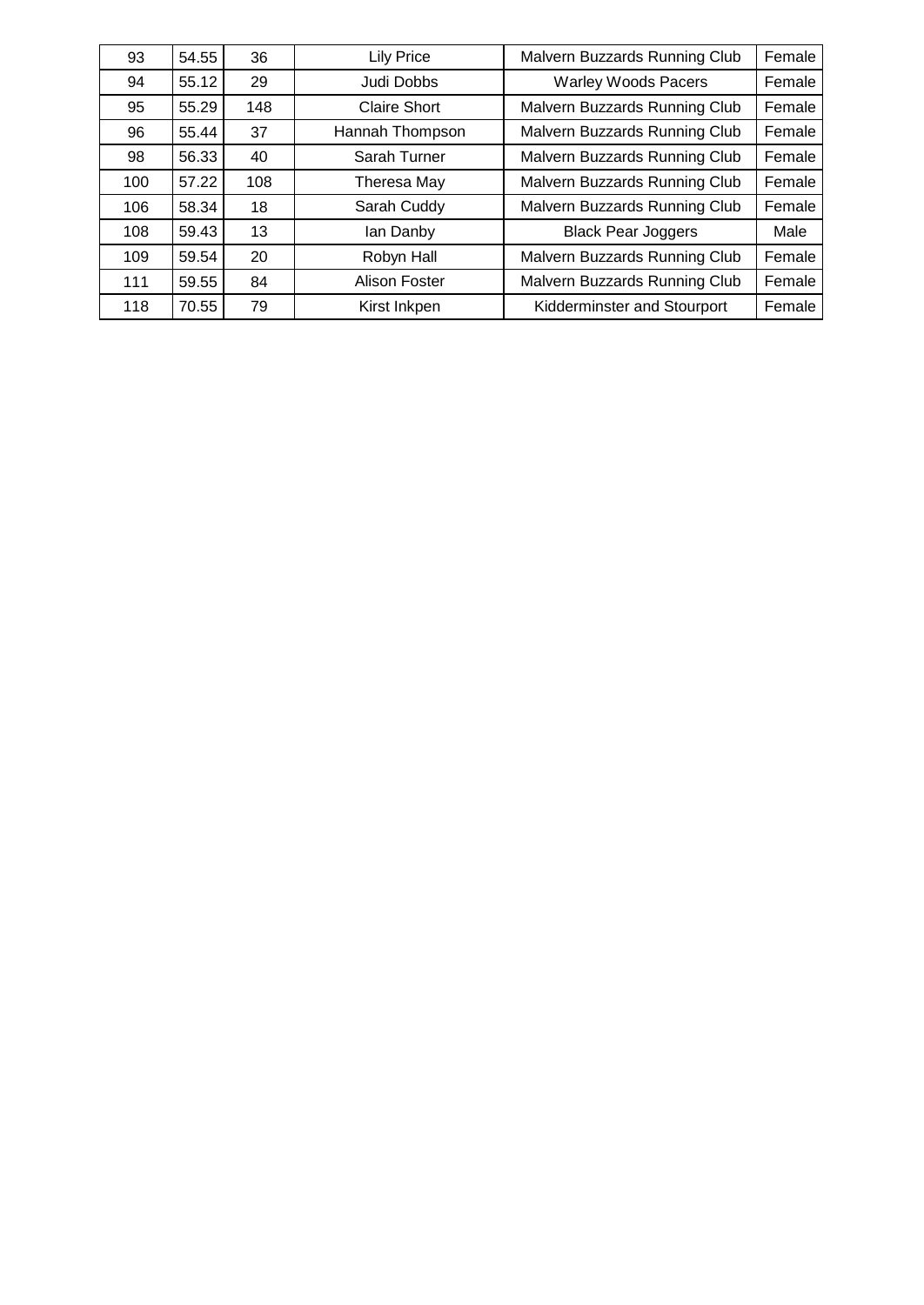| | | | | | |
|---|---|---|---|---|---|
| 93 | 54.55 | 36 | Lily Price | Malvern Buzzards Running Club | Female |
| 94 | 55.12 | 29 | Judi Dobbs | Warley Woods Pacers | Female |
| 95 | 55.29 | 148 | Claire Short | Malvern Buzzards Running Club | Female |
| 96 | 55.44 | 37 | Hannah Thompson | Malvern Buzzards Running Club | Female |
| 98 | 56.33 | 40 | Sarah Turner | Malvern Buzzards Running Club | Female |
| 100 | 57.22 | 108 | Theresa May | Malvern Buzzards Running Club | Female |
| 106 | 58.34 | 18 | Sarah Cuddy | Malvern Buzzards Running Club | Female |
| 108 | 59.43 | 13 | Ian Danby | Black Pear Joggers | Male |
| 109 | 59.54 | 20 | Robyn Hall | Malvern Buzzards Running Club | Female |
| 111 | 59.55 | 84 | Alison Foster | Malvern Buzzards Running Club | Female |
| 118 | 70.55 | 79 | Kirst Inkpen | Kidderminster and Stourport | Female |